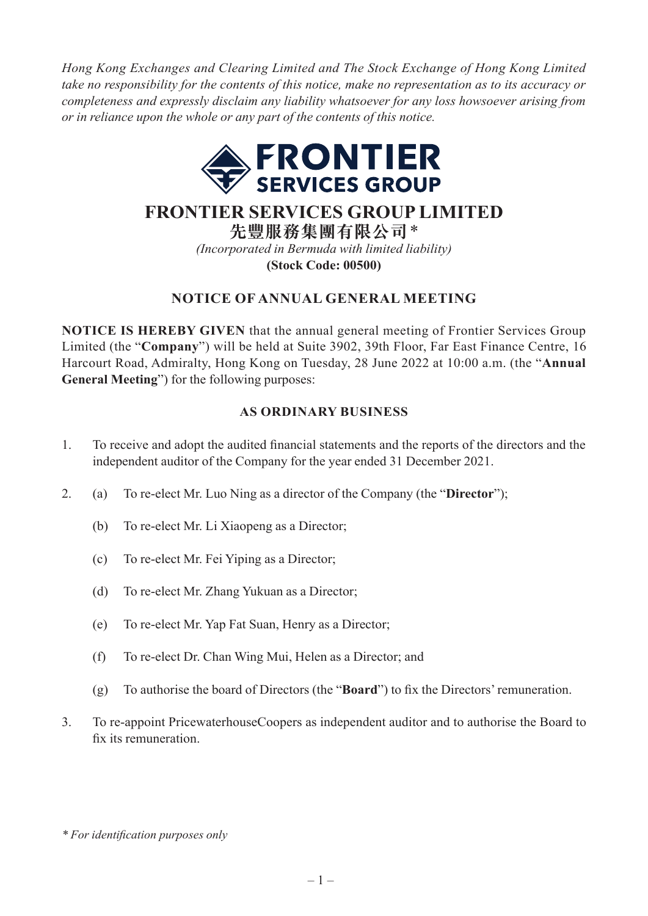*Hong Kong Exchanges and Clearing Limited and The Stock Exchange of Hong Kong Limited take no responsibility for the contents of this notice, make no representation as to its accuracy or completeness and expressly disclaim any liability whatsoever for any loss howsoever arising from or in reliance upon the whole or any part of the contents of this notice.*

# FRONTIER SERVICES GROUP LIMITED

## 先豐服務集團有限公司*

*(Incorporated in Bermuda with limited liability)*

**(Stock Code: 00500)**

## NOTICE OF ANNUAL GENERAL MEETING

**NOTICE IS HEREBY GIVEN** that the annual general meeting of Frontier Services Group Limited (the "**Company**") will be held at Suite 3902, 39th Floor, Far East Finance Centre, 16 Harcourt Road, Admiralty, Hong Kong on Tuesday, 28 June 2022 at 10:00 a.m. (the "**Annual General Meeting**") for the following purposes:

### AS ORDINARY BUSINESS

1. To receive and adopt the audited financial statements and the reports of the directors and the independent auditor of the Company for the year ended 31 December 2021.

2. (a) To re-elect Mr. Luo Ning as a director of the Company (the "**Director**");

   (b) To re-elect Mr. Li Xiaopeng as a Director;

   (c) To re-elect Mr. Fei Yiping as a Director;

   (d) To re-elect Mr. Zhang Yukuan as a Director;

   (e) To re-elect Mr. Yap Fat Suan, Henry as a Director;

   (f) To re-elect Dr. Chan Wing Mui, Helen as a Director; and

   (g) To authorise the board of Directors (the "**Board**") to fix the Directors' remuneration.

3. To re-appoint PricewaterhouseCoopers as independent auditor and to authorise the Board to fix its remuneration.

*\* For identification purposes only*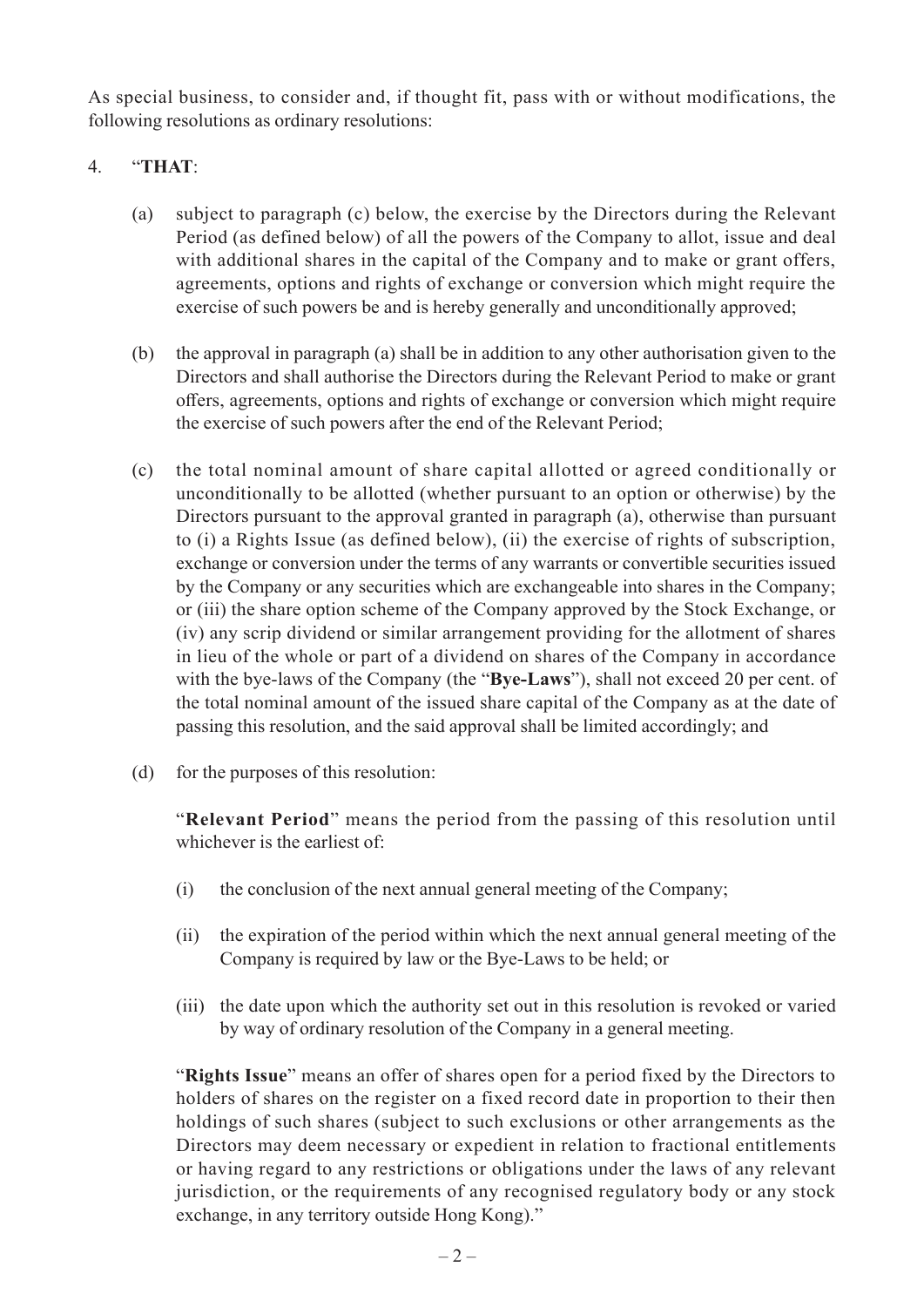As special business, to consider and, if thought fit, pass with or without modifications, the following resolutions as ordinary resolutions:

4. "**THAT**:

   (a) subject to paragraph (c) below, the exercise by the Directors during the Relevant Period (as defined below) of all the powers of the Company to allot, issue and deal with additional shares in the capital of the Company and to make or grant offers, agreements, options and rights of exchange or conversion which might require the exercise of such powers be and is hereby generally and unconditionally approved;

   (b) the approval in paragraph (a) shall be in addition to any other authorisation given to the Directors and shall authorise the Directors during the Relevant Period to make or grant offers, agreements, options and rights of exchange or conversion which might require the exercise of such powers after the end of the Relevant Period;

   (c) the total nominal amount of share capital allotted or agreed conditionally or unconditionally to be allotted (whether pursuant to an option or otherwise) by the Directors pursuant to the approval granted in paragraph (a), otherwise than pursuant to (i) a Rights Issue (as defined below), (ii) the exercise of rights of subscription, exchange or conversion under the terms of any warrants or convertible securities issued by the Company or any securities which are exchangeable into shares in the Company; or (iii) the share option scheme of the Company approved by the Stock Exchange, or (iv) any scrip dividend or similar arrangement providing for the allotment of shares in lieu of the whole or part of a dividend on shares of the Company in accordance with the bye-laws of the Company (the "**Bye-Laws**"), shall not exceed 20 per cent. of the total nominal amount of the issued share capital of the Company as at the date of passing this resolution, and the said approval shall be limited accordingly; and

   (d) for the purposes of this resolution:

   "**Relevant Period**" means the period from the passing of this resolution until whichever is the earliest of:

   (i) the conclusion of the next annual general meeting of the Company;

   (ii) the expiration of the period within which the next annual general meeting of the Company is required by law or the Bye-Laws to be held; or

   (iii) the date upon which the authority set out in this resolution is revoked or varied by way of ordinary resolution of the Company in a general meeting.

   "**Rights Issue**" means an offer of shares open for a period fixed by the Directors to holders of shares on the register on a fixed record date in proportion to their then holdings of such shares (subject to such exclusions or other arrangements as the Directors may deem necessary or expedient in relation to fractional entitlements or having regard to any restrictions or obligations under the laws of any relevant jurisdiction, or the requirements of any recognised regulatory body or any stock exchange, in any territory outside Hong Kong)."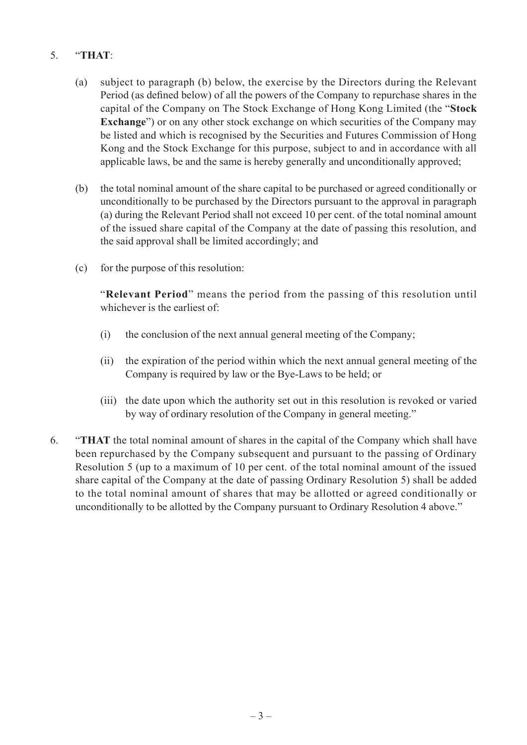5. "**THAT**:

   (a) subject to paragraph (b) below, the exercise by the Directors during the Relevant Period (as defined below) of all the powers of the Company to repurchase shares in the capital of the Company on The Stock Exchange of Hong Kong Limited (the "**Stock Exchange**") or on any other stock exchange on which securities of the Company may be listed and which is recognised by the Securities and Futures Commission of Hong Kong and the Stock Exchange for this purpose, subject to and in accordance with all applicable laws, be and the same is hereby generally and unconditionally approved;

   (b) the total nominal amount of the share capital to be purchased or agreed conditionally or unconditionally to be purchased by the Directors pursuant to the approval in paragraph (a) during the Relevant Period shall not exceed 10 per cent. of the total nominal amount of the issued share capital of the Company at the date of passing this resolution, and the said approval shall be limited accordingly; and

   (c) for the purpose of this resolution:

   "**Relevant Period**" means the period from the passing of this resolution until whichever is the earliest of:

   (i) the conclusion of the next annual general meeting of the Company;

   (ii) the expiration of the period within which the next annual general meeting of the Company is required by law or the Bye-Laws to be held; or

   (iii) the date upon which the authority set out in this resolution is revoked or varied by way of ordinary resolution of the Company in general meeting."

6. "**THAT** the total nominal amount of shares in the capital of the Company which shall have been repurchased by the Company subsequent and pursuant to the passing of Ordinary Resolution 5 (up to a maximum of 10 per cent. of the total nominal amount of the issued share capital of the Company at the date of passing Ordinary Resolution 5) shall be added to the total nominal amount of shares that may be allotted or agreed conditionally or unconditionally to be allotted by the Company pursuant to Ordinary Resolution 4 above."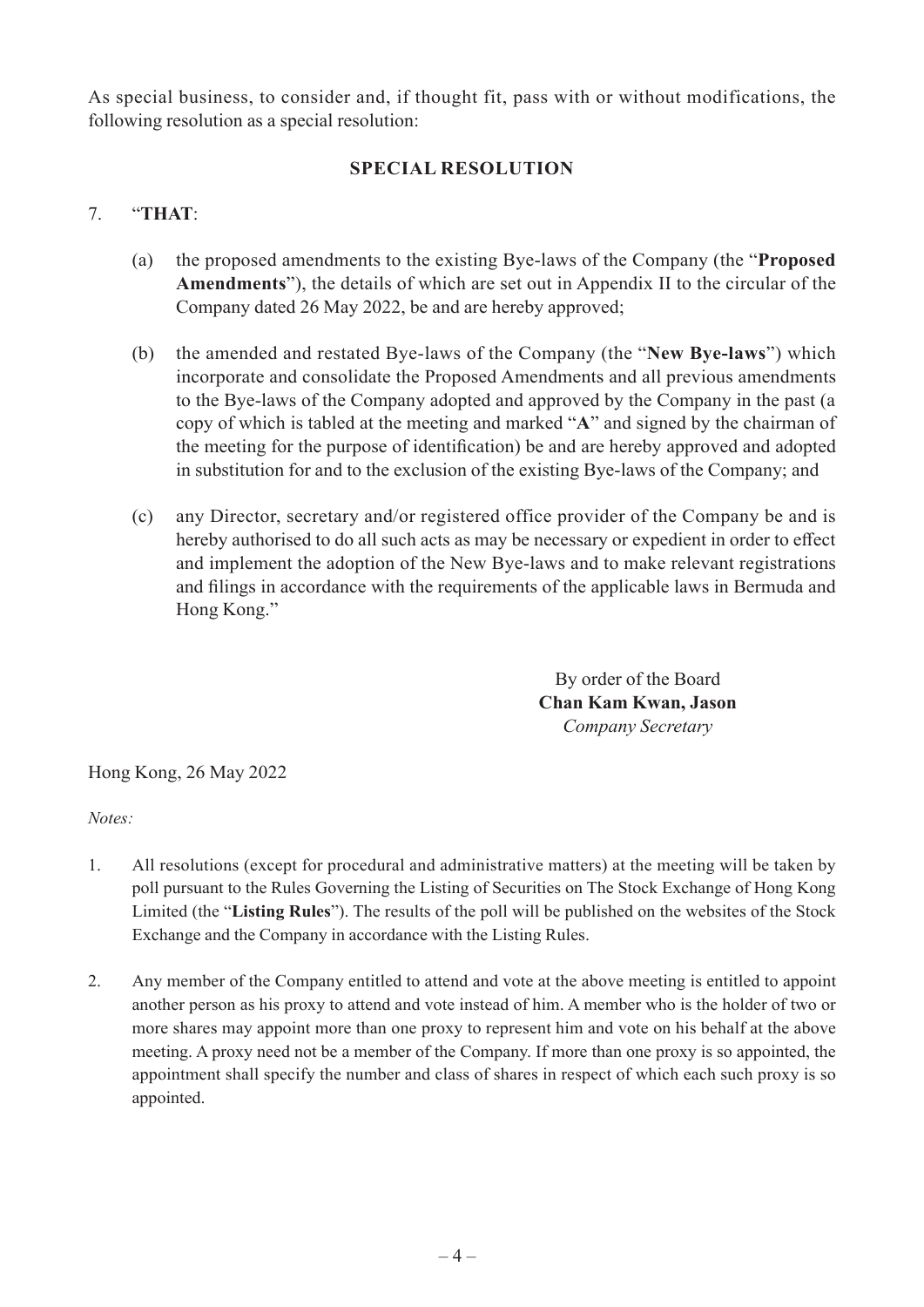As special business, to consider and, if thought fit, pass with or without modifications, the following resolution as a special resolution:

## SPECIAL RESOLUTION

7. "**THAT**:

   (a) the proposed amendments to the existing Bye-laws of the Company (the "**Proposed Amendments**"), the details of which are set out in Appendix II to the circular of the Company dated 26 May 2022, be and are hereby approved;

   (b) the amended and restated Bye-laws of the Company (the "**New Bye-laws**") which incorporate and consolidate the Proposed Amendments and all previous amendments to the Bye-laws of the Company adopted and approved by the Company in the past (a copy of which is tabled at the meeting and marked "**A**" and signed by the chairman of the meeting for the purpose of identification) be and are hereby approved and adopted in substitution for and to the exclusion of the existing Bye-laws of the Company; and

   (c) any Director, secretary and/or registered office provider of the Company be and is hereby authorised to do all such acts as may be necessary or expedient in order to effect and implement the adoption of the New Bye-laws and to make relevant registrations and filings in accordance with the requirements of the applicable laws in Bermuda and Hong Kong."

By order of the Board
**Chan Kam Kwan, Jason**
*Company Secretary*

Hong Kong, 26 May 2022

*Notes:*

1. All resolutions (except for procedural and administrative matters) at the meeting will be taken by poll pursuant to the Rules Governing the Listing of Securities on The Stock Exchange of Hong Kong Limited (the "**Listing Rules**"). The results of the poll will be published on the websites of the Stock Exchange and the Company in accordance with the Listing Rules.

2. Any member of the Company entitled to attend and vote at the above meeting is entitled to appoint another person as his proxy to attend and vote instead of him. A member who is the holder of two or more shares may appoint more than one proxy to represent him and vote on his behalf at the above meeting. A proxy need not be a member of the Company. If more than one proxy is so appointed, the appointment shall specify the number and class of shares in respect of which each such proxy is so appointed.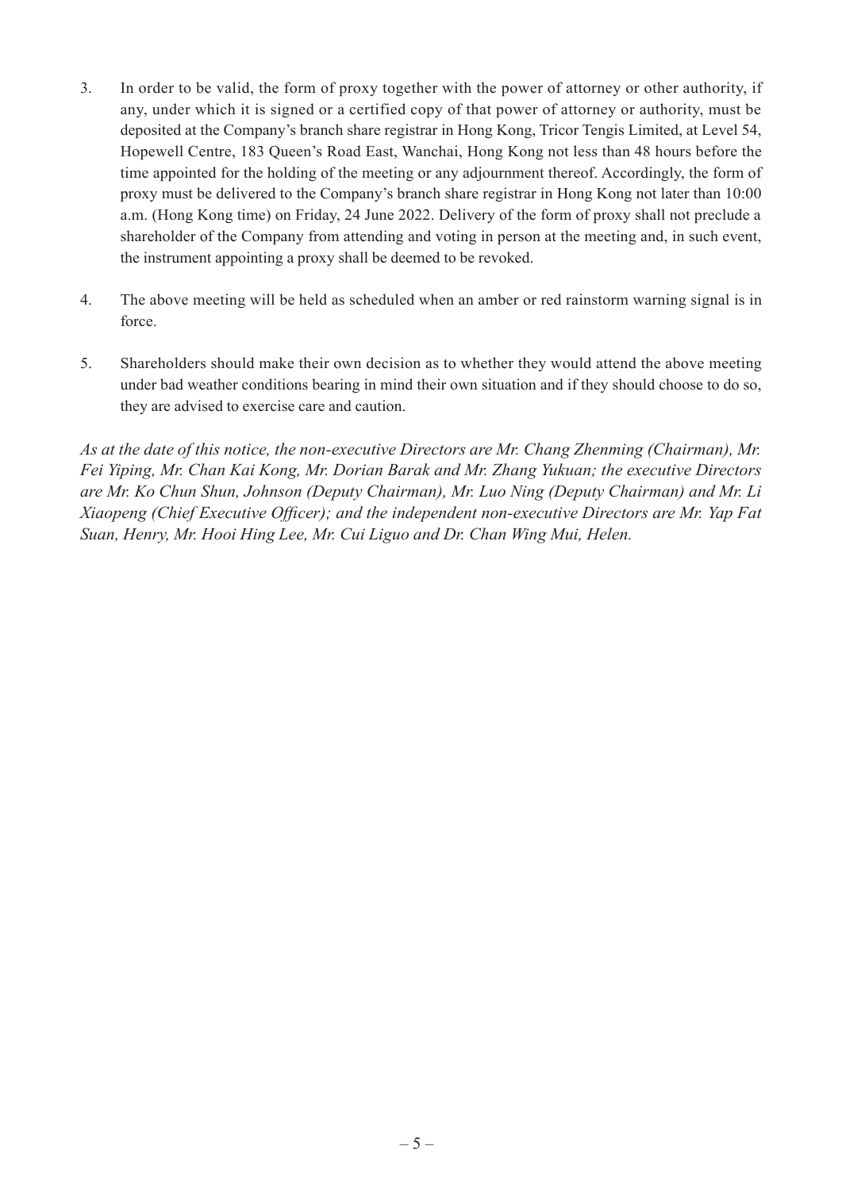3. In order to be valid, the form of proxy together with the power of attorney or other authority, if any, under which it is signed or a certified copy of that power of attorney or authority, must be deposited at the Company's branch share registrar in Hong Kong, Tricor Tengis Limited, at Level 54, Hopewell Centre, 183 Queen's Road East, Wanchai, Hong Kong not less than 48 hours before the time appointed for the holding of the meeting or any adjournment thereof. Accordingly, the form of proxy must be delivered to the Company's branch share registrar in Hong Kong not later than 10:00 a.m. (Hong Kong time) on Friday, 24 June 2022. Delivery of the form of proxy shall not preclude a shareholder of the Company from attending and voting in person at the meeting and, in such event, the instrument appointing a proxy shall be deemed to be revoked.

4. The above meeting will be held as scheduled when an amber or red rainstorm warning signal is in force.

5. Shareholders should make their own decision as to whether they would attend the above meeting under bad weather conditions bearing in mind their own situation and if they should choose to do so, they are advised to exercise care and caution.

*As at the date of this notice, the non-executive Directors are Mr. Chang Zhenming (Chairman), Mr. Fei Yiping, Mr. Chan Kai Kong, Mr. Dorian Barak and Mr. Zhang Yukuan; the executive Directors are Mr. Ko Chun Shun, Johnson (Deputy Chairman), Mr. Luo Ning (Deputy Chairman) and Mr. Li Xiaopeng (Chief Executive Officer); and the independent non-executive Directors are Mr. Yap Fat Suan, Henry, Mr. Hooi Hing Lee, Mr. Cui Liguo and Dr. Chan Wing Mui, Helen.*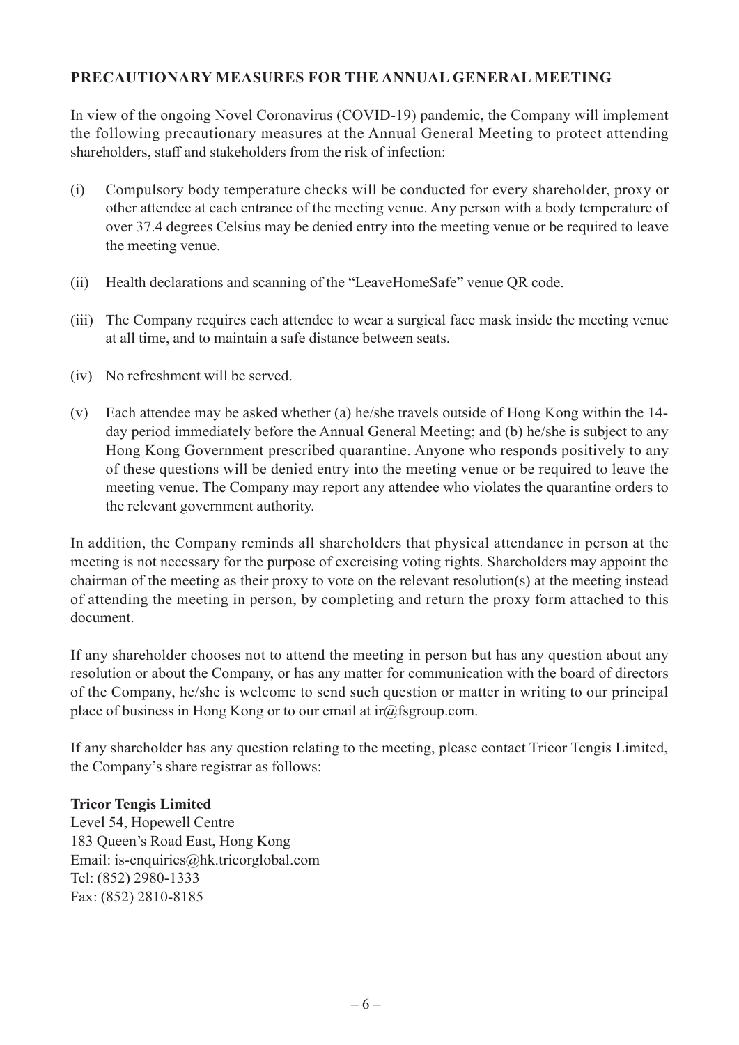## PRECAUTIONARY MEASURES FOR THE ANNUAL GENERAL MEETING

In view of the ongoing Novel Coronavirus (COVID-19) pandemic, the Company will implement the following precautionary measures at the Annual General Meeting to protect attending shareholders, staff and stakeholders from the risk of infection:

(i) Compulsory body temperature checks will be conducted for every shareholder, proxy or other attendee at each entrance of the meeting venue. Any person with a body temperature of over 37.4 degrees Celsius may be denied entry into the meeting venue or be required to leave the meeting venue.

(ii) Health declarations and scanning of the "LeaveHomeSafe" venue QR code.

(iii) The Company requires each attendee to wear a surgical face mask inside the meeting venue at all time, and to maintain a safe distance between seats.

(iv) No refreshment will be served.

(v) Each attendee may be asked whether (a) he/she travels outside of Hong Kong within the 14-day period immediately before the Annual General Meeting; and (b) he/she is subject to any Hong Kong Government prescribed quarantine. Anyone who responds positively to any of these questions will be denied entry into the meeting venue or be required to leave the meeting venue. The Company may report any attendee who violates the quarantine orders to the relevant government authority.

In addition, the Company reminds all shareholders that physical attendance in person at the meeting is not necessary for the purpose of exercising voting rights. Shareholders may appoint the chairman of the meeting as their proxy to vote on the relevant resolution(s) at the meeting instead of attending the meeting in person, by completing and return the proxy form attached to this document.

If any shareholder chooses not to attend the meeting in person but has any question about any resolution or about the Company, or has any matter for communication with the board of directors of the Company, he/she is welcome to send such question or matter in writing to our principal place of business in Hong Kong or to our email at ir@fsgroup.com.

If any shareholder has any question relating to the meeting, please contact Tricor Tengis Limited, the Company's share registrar as follows:

**Tricor Tengis Limited**
Level 54, Hopewell Centre
183 Queen's Road East, Hong Kong
Email: is-enquiries@hk.tricorglobal.com
Tel: (852) 2980-1333
Fax: (852) 2810-8185